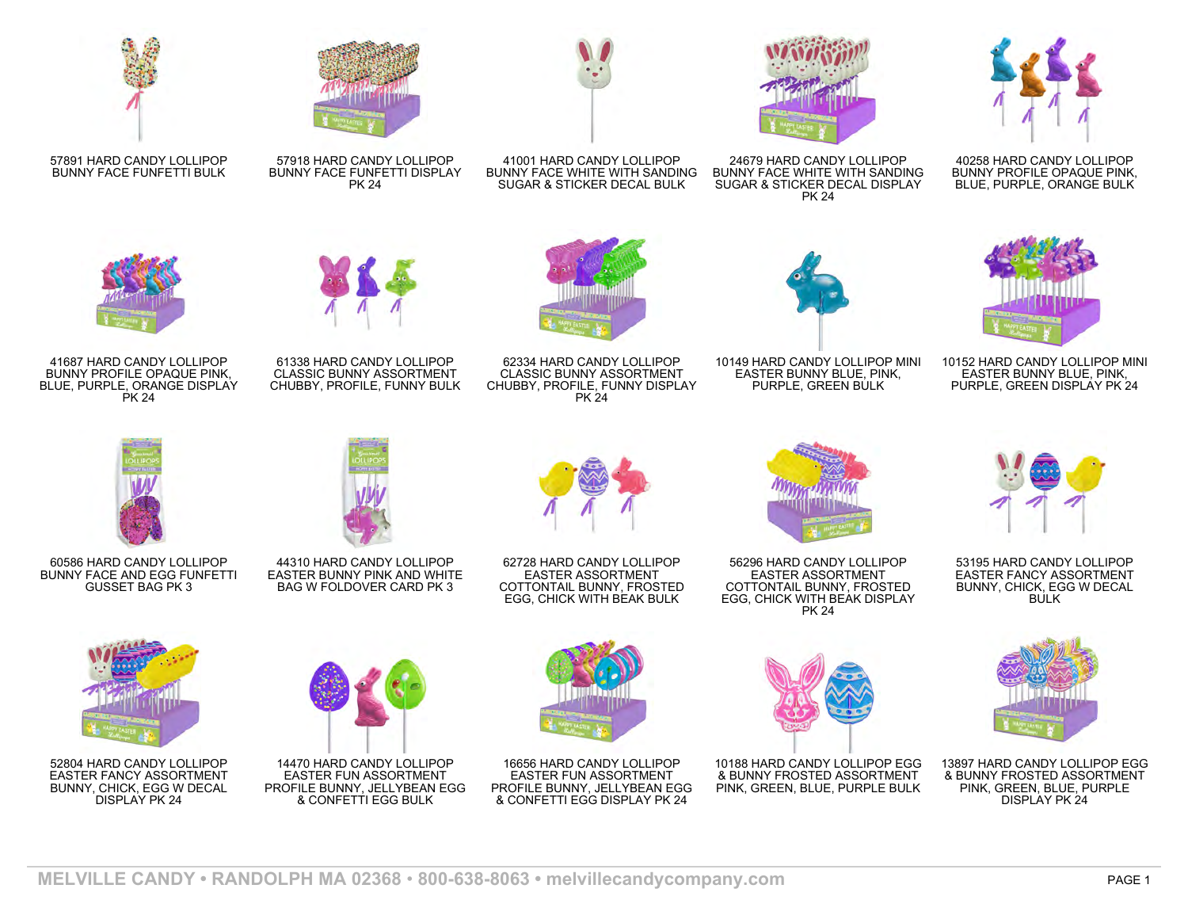57891 HARD CANDY LOLLIPOP BUNNY FACE FUNFETTI BULK

57918 HARD CANDY LOLLIPOP BUNNY FACE FUNFETTI DISPLAY PK 24

41001 HARD CANDY LOLLIPOP BUNNY FACE WHITE WITH SANDING SUGAR & STICKER DECAL BULK

24679 HARD CANDY LOLLIPOP BUNNY FACE WHITE WITH SANDING SUGAR & STICKER DECAL DISPLAY PK 24

40258 HARD CANDY LOLLIPOP BUNNY PROFILE OPAQUE PINK, BLUE, PURPLE, ORANGE BULK

41687 HARD CANDY LOLLIPOP BUNNY PROFILE OPAQUE PINK, BLUE, PURPLE, ORANGE DISPLAY PK 24

61338 HARD CANDY LOLLIPOP CLASSIC BUNNY ASSORTMENT CHUBBY, PROFILE, FUNNY BULK

62334 HARD CANDY LOLLIPOP CLASSIC BUNNY ASSORTMENT CHUBBY, PROFILE, FUNNY DISPLAY PK 24

10149 HARD CANDY LOLLIPOP MINI EASTER BUNNY BLUE, PINK, PURPLE, GREEN BULK

10152 HARD CANDY LOLLIPOP MINI EASTER BUNNY BLUE, PINK, PURPLE, GREEN DISPLAY PK 24

60586 HARD CANDY LOLLIPOP BUNNY FACE AND EGG FUNFETTI GUSSET BAG PK 3

44310 HARD CANDY LOLLIPOP EASTER BUNNY PINK AND WHITE BAG W FOLDOVER CARD PK 3

62728 HARD CANDY LOLLIPOP EASTER ASSORTMENT COTTONTAIL BUNNY, FROSTED EGG, CHICK WITH BEAK BULK

56296 HARD CANDY LOLLIPOP EASTER ASSORTMENT COTTONTAIL BUNNY, FROSTED EGG, CHICK WITH BEAK DISPLAY PK 24

53195 HARD CANDY LOLLIPOP EASTER FANCY ASSORTMENT BUNNY, CHICK, EGG W DECAL BULK

52804 HARD CANDY LOLLIPOP EASTER FANCY ASSORTMENT BUNNY, CHICK, EGG W DECAL DISPLAY PK 24

14470 HARD CANDY LOLLIPOP EASTER FUN ASSORTMENT PROFILE BUNNY, JELLYBEAN EGG & CONFETTI EGG BULK

16656 HARD CANDY LOLLIPOP EASTER FUN ASSORTMENT PROFILE BUNNY, JELLYBEAN EGG & CONFETTI EGG DISPLAY PK 24

10188 HARD CANDY LOLLIPOP EGG & BUNNY FROSTED ASSORTMENT PINK, GREEN, BLUE, PURPLE BULK

13897 HARD CANDY LOLLIPOP EGG & BUNNY FROSTED ASSORTMENT PINK, GREEN, BLUE, PURPLE DISPLAY PK 24

MELVILLE CANDY • RANDOLPH MA 02368 • 800-638-8063 • melvillecandycompany.com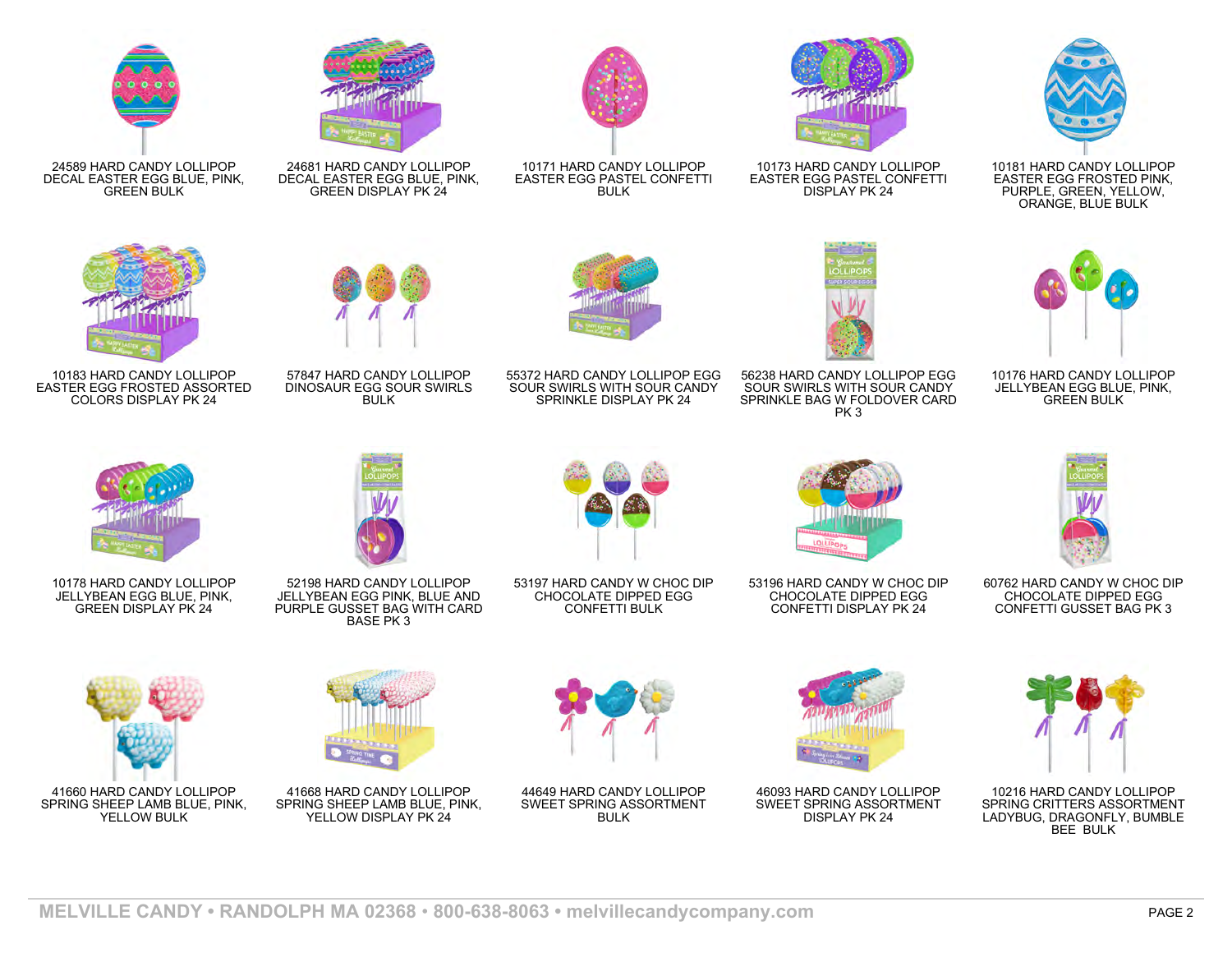24589 HARD CANDY LOLLIPOP DECAL EASTER EGG BLUE, PINK, GREEN BULK

24681 HARD CANDY LOLLIPOP DECAL EASTER EGG BLUE, PINK, GREEN DISPLAY PK 24

10171 HARD CANDY LOLLIPOP EASTER EGG PASTEL CONFETTI BULK

10173 HARD CANDY LOLLIPOP EASTER EGG PASTEL CONFETTI DISPLAY PK 24

10181 HARD CANDY LOLLIPOP EASTER EGG FROSTED PINK, PURPLE, GREEN, YELLOW, ORANGE, BLUE BULK

10183 HARD CANDY LOLLIPOP EASTER EGG FROSTED ASSORTED COLORS DISPLAY PK 24

57847 HARD CANDY LOLLIPOP DINOSAUR EGG SOUR SWIRLS BULK

55372 HARD CANDY LOLLIPOP EGG SOUR SWIRLS WITH SOUR CANDY SPRINKLE DISPLAY PK 24

56238 HARD CANDY LOLLIPOP EGG SOUR SWIRLS WITH SOUR CANDY SPRINKLE BAG W FOLDOVER CARD PK 3

10176 HARD CANDY LOLLIPOP JELLYBEAN EGG BLUE, PINK, GREEN BULK

10178 HARD CANDY LOLLIPOP JELLYBEAN EGG BLUE, PINK, GREEN DISPLAY PK 24

52198 HARD CANDY LOLLIPOP JELLYBEAN EGG PINK, BLUE AND PURPLE GUSSET BAG WITH CARD BASE PK 3

53197 HARD CANDY W CHOC DIP CHOCOLATE DIPPED EGG CONFETTI BULK

53196 HARD CANDY W CHOC DIP CHOCOLATE DIPPED EGG CONFETTI DISPLAY PK 24

60762 HARD CANDY W CHOC DIP CHOCOLATE DIPPED EGG CONFETTI GUSSET BAG PK 3

41660 HARD CANDY LOLLIPOP SPRING SHEEP LAMB BLUE, PINK, YELLOW BULK

41668 HARD CANDY LOLLIPOP SPRING SHEEP LAMB BLUE, PINK, YELLOW DISPLAY PK 24

44649 HARD CANDY LOLLIPOP SWEET SPRING ASSORTMENT BULK

46093 HARD CANDY LOLLIPOP SWEET SPRING ASSORTMENT DISPLAY PK 24

10216 HARD CANDY LOLLIPOP SPRING CRITTERS ASSORTMENT LADYBUG, DRAGONFLY, BUMBLE BEE BULK

MELVILLE CANDY • RANDOLPH MA 02368 • 800-638-8063 • melvillecandycompany.com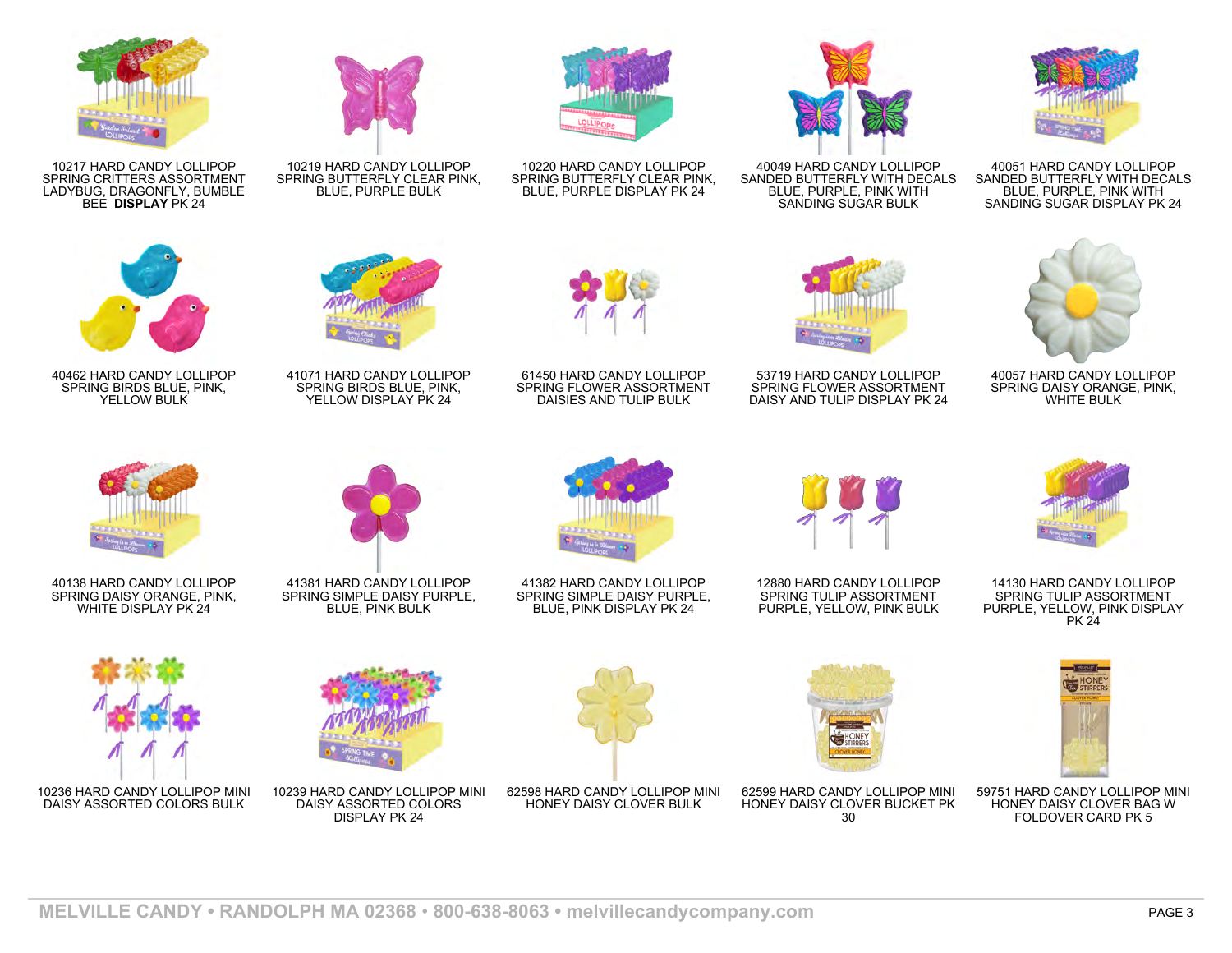10217 HARD CANDY LOLLIPOP SPRING CRITTERS ASSORTMENT LADYBUG, DRAGONFLY, BUMBLE BEE **DISPLAY** PK 24

10219 HARD CANDY LOLLIPOP SPRING BUTTERFLY CLEAR PINK, BLUE, PURPLE BULK

10220 HARD CANDY LOLLIPOP SPRING BUTTERFLY CLEAR PINK, BLUE, PURPLE DISPLAY PK 24

40049 HARD CANDY LOLLIPOP SANDED BUTTERFLY WITH DECALS BLUE, PURPLE, PINK WITH SANDING SUGAR BULK

40051 HARD CANDY LOLLIPOP SANDED BUTTERFLY WITH DECALS BLUE, PURPLE, PINK WITH SANDING SUGAR DISPLAY PK 24

40462 HARD CANDY LOLLIPOP SPRING BIRDS BLUE, PINK, YELLOW BULK

41071 HARD CANDY LOLLIPOP SPRING BIRDS BLUE, PINK, YELLOW DISPLAY PK 24

61450 HARD CANDY LOLLIPOP SPRING FLOWER ASSORTMENT DAISIES AND TULIP BULK

53719 HARD CANDY LOLLIPOP SPRING FLOWER ASSORTMENT DAISY AND TULIP DISPLAY PK 24

40057 HARD CANDY LOLLIPOP SPRING DAISY ORANGE, PINK, WHITE BULK

40138 HARD CANDY LOLLIPOP SPRING DAISY ORANGE, PINK, WHITE DISPLAY PK 24

41381 HARD CANDY LOLLIPOP SPRING SIMPLE DAISY PURPLE, BLUE, PINK BULK

41382 HARD CANDY LOLLIPOP SPRING SIMPLE DAISY PURPLE, BLUE, PINK DISPLAY PK 24

12880 HARD CANDY LOLLIPOP SPRING TULIP ASSORTMENT PURPLE, YELLOW, PINK BULK

14130 HARD CANDY LOLLIPOP SPRING TULIP ASSORTMENT PURPLE, YELLOW, PINK DISPLAY PK 24

10236 HARD CANDY LOLLIPOP MINI DAISY ASSORTED COLORS BULK

10239 HARD CANDY LOLLIPOP MINI DAISY ASSORTED COLORS DISPLAY PK 24

62598 HARD CANDY LOLLIPOP MINI HONEY DAISY CLOVER BULK

62599 HARD CANDY LOLLIPOP MINI HONEY DAISY CLOVER BUCKET PK 30

59751 HARD CANDY LOLLIPOP MINI HONEY DAISY CLOVER BAG W FOLDOVER CARD PK 5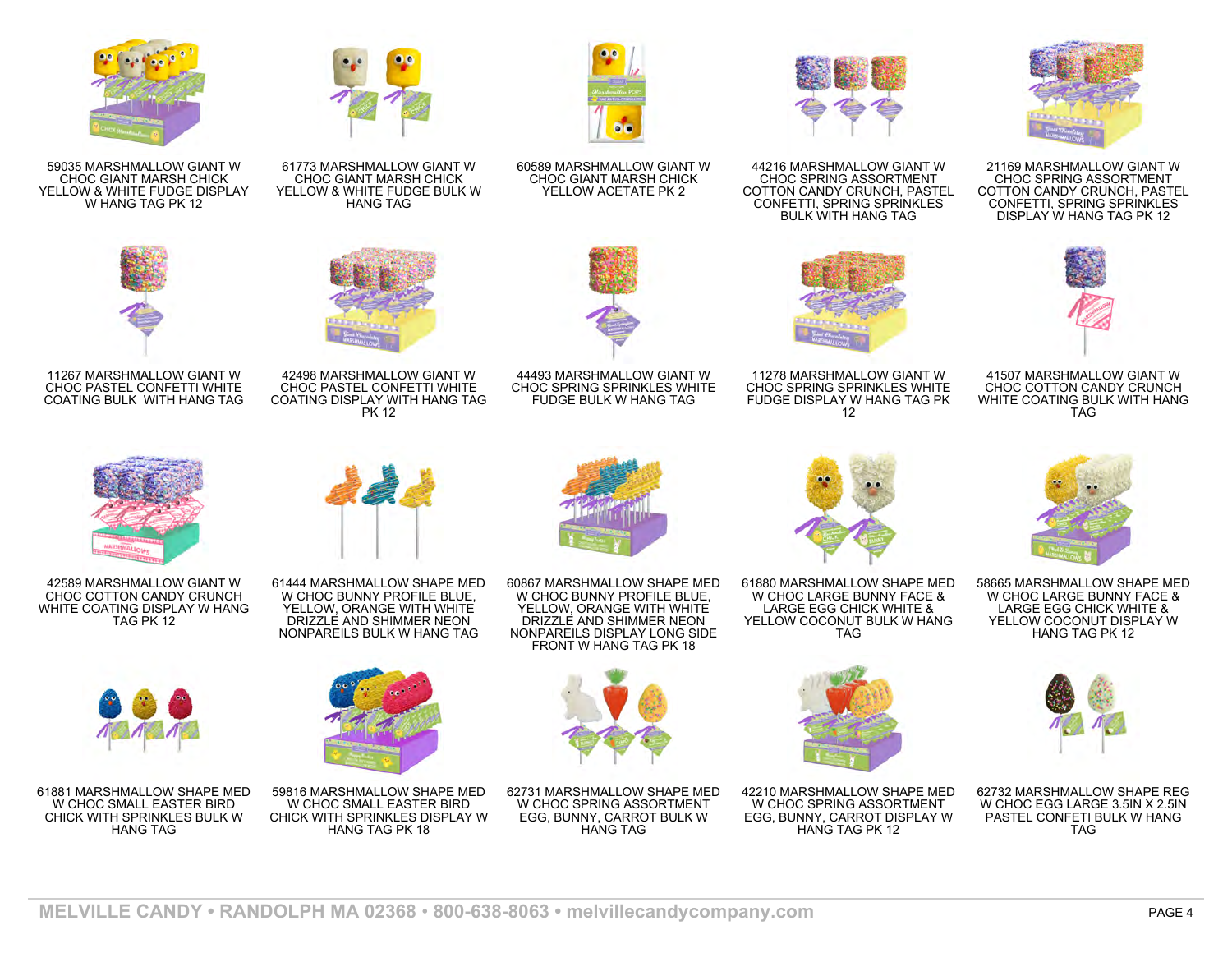59035 MARSHMALLOW GIANT W CHOC GIANT MARSH CHICK YELLOW & WHITE FUDGE DISPLAY W HANG TAG PK 12

61773 MARSHMALLOW GIANT W CHOC GIANT MARSH CHICK YELLOW & WHITE FUDGE BULK W HANG TAG

60589 MARSHMALLOW GIANT W CHOC GIANT MARSH CHICK YELLOW ACETATE PK 2

44216 MARSHMALLOW GIANT W CHOC SPRING ASSORTMENT COTTON CANDY CRUNCH, PASTEL CONFETTI, SPRING SPRINKLES BULK WITH HANG TAG

21169 MARSHMALLOW GIANT W CHOC SPRING ASSORTMENT COTTON CANDY CRUNCH, PASTEL CONFETTI, SPRING SPRINKLES DISPLAY W HANG TAG PK 12

11267 MARSHMALLOW GIANT W CHOC PASTEL CONFETTI WHITE COATING BULK WITH HANG TAG

42498 MARSHMALLOW GIANT W CHOC PASTEL CONFETTI WHITE COATING DISPLAY WITH HANG TAG PK 12

44493 MARSHMALLOW GIANT W CHOC SPRING SPRINKLES WHITE FUDGE BULK W HANG TAG

11278 MARSHMALLOW GIANT W CHOC SPRING SPRINKLES WHITE FUDGE DISPLAY W HANG TAG PK 12

41507 MARSHMALLOW GIANT W CHOC COTTON CANDY CRUNCH WHITE COATING BULK WITH HANG TAG

42589 MARSHMALLOW GIANT W CHOC COTTON CANDY CRUNCH WHITE COATING DISPLAY W HANG TAG PK 12

61444 MARSHMALLOW SHAPE MED W CHOC BUNNY PROFILE BLUE, YELLOW, ORANGE WITH WHITE DRIZZLE AND SHIMMER NEON NONPAREILS BULK W HANG TAG

60867 MARSHMALLOW SHAPE MED W CHOC BUNNY PROFILE BLUE, YELLOW, ORANGE WITH WHITE DRIZZLE AND SHIMMER NEON NONPAREILS DISPLAY LONG SIDE FRONT W HANG TAG PK 18

61880 MARSHMALLOW SHAPE MED W CHOC LARGE BUNNY FACE & LARGE EGG CHICK WHITE & YELLOW COCONUT BULK W HANG TAG

58665 MARSHMALLOW SHAPE MED W CHOC LARGE BUNNY FACE & LARGE EGG CHICK WHITE & YELLOW COCONUT DISPLAY W HANG TAG PK 12

61881 MARSHMALLOW SHAPE MED W CHOC SMALL EASTER BIRD CHICK WITH SPRINKLES BULK W HANG TAG

59816 MARSHMALLOW SHAPE MED W CHOC SMALL EASTER BIRD CHICK WITH SPRINKLES DISPLAY W HANG TAG PK 18

62731 MARSHMALLOW SHAPE MED W CHOC SPRING ASSORTMENT EGG, BUNNY, CARROT BULK W HANG TAG

42210 MARSHMALLOW SHAPE MED W CHOC SPRING ASSORTMENT EGG, BUNNY, CARROT DISPLAY W HANG TAG PK 12

62732 MARSHMALLOW SHAPE REG W CHOC EGG LARGE 3.5IN X 2.5IN PASTEL CONFETI BULK W HANG TAG

**MELVILLE CANDY • RANDOLPH MA 02368 • 800-638-8063 • melvillecandycompany.com**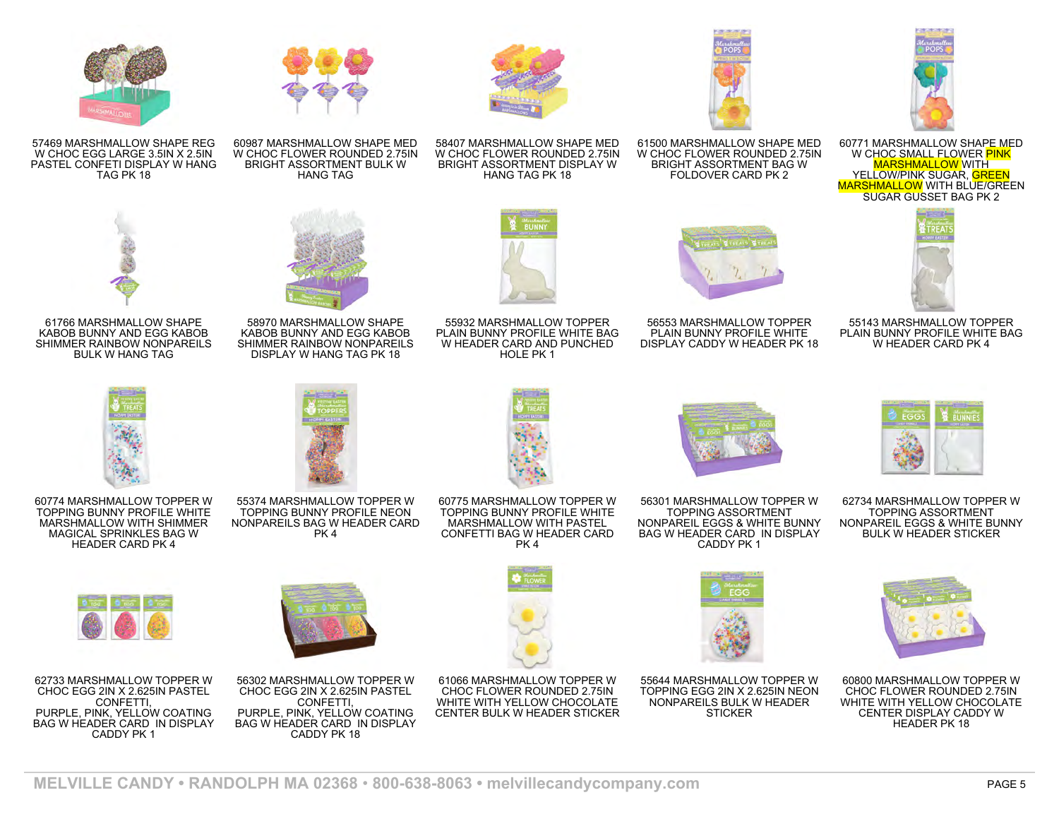57469 MARSHMALLOW SHAPE REG W CHOC EGG LARGE 3.5IN X 2.5IN PASTEL CONFETI DISPLAY W HANG TAG PK 18

60987 MARSHMALLOW SHAPE MED W CHOC FLOWER ROUNDED 2.75IN BRIGHT ASSORTMENT BULK W HANG TAG

58407 MARSHMALLOW SHAPE MED W CHOC FLOWER ROUNDED 2.75IN BRIGHT ASSORTMENT DISPLAY W HANG TAG PK 18

61500 MARSHMALLOW SHAPE MED W CHOC FLOWER ROUNDED 2.75IN BRIGHT ASSORTMENT BAG W FOLDOVER CARD PK 2

60771 MARSHMALLOW SHAPE MED W CHOC SMALL FLOWER PINK MARSHMALLOW WITH YELLOW/PINK SUGAR, GREEN MARSHMALLOW WITH BLUE/GREEN SUGAR GUSSET BAG PK 2

61766 MARSHMALLOW SHAPE KABOB BUNNY AND EGG KABOB SHIMMER RAINBOW NONPAREILS BULK W HANG TAG

58970 MARSHMALLOW SHAPE KABOB BUNNY AND EGG KABOB SHIMMER RAINBOW NONPAREILS DISPLAY W HANG TAG PK 18

55932 MARSHMALLOW TOPPER PLAIN BUNNY PROFILE WHITE BAG W HEADER CARD AND PUNCHED HOLE PK 1

56553 MARSHMALLOW TOPPER PLAIN BUNNY PROFILE WHITE DISPLAY CADDY W HEADER PK 18

55143 MARSHMALLOW TOPPER PLAIN BUNNY PROFILE WHITE BAG W HEADER CARD PK 4

60774 MARSHMALLOW TOPPER W TOPPING BUNNY PROFILE WHITE MARSHMALLOW WITH SHIMMER MAGICAL SPRINKLES BAG W HEADER CARD PK 4

55374 MARSHMALLOW TOPPER W TOPPING BUNNY PROFILE NEON NONPAREILS BAG W HEADER CARD PK 4

60775 MARSHMALLOW TOPPER W TOPPING BUNNY PROFILE WHITE MARSHMALLOW WITH PASTEL CONFETTI BAG W HEADER CARD PK 4

56301 MARSHMALLOW TOPPER W TOPPING ASSORTMENT NONPAREIL EGGS & WHITE BUNNY BAG W HEADER CARD IN DISPLAY CADDY PK 1

62734 MARSHMALLOW TOPPER W TOPPING ASSORTMENT NONPAREIL EGGS & WHITE BUNNY BULK W HEADER STICKER

62733 MARSHMALLOW TOPPER W CHOC EGG 2IN X 2.625IN PASTEL CONFETTI, PURPLE, PINK, YELLOW COATING BAG W HEADER CARD IN DISPLAY CADDY PK 1

56302 MARSHMALLOW TOPPER W CHOC EGG 2IN X 2.625IN PASTEL CONFETTI, PURPLE, PINK, YELLOW COATING BAG W HEADER CARD IN DISPLAY CADDY PK 18

61066 MARSHMALLOW TOPPER W CHOC FLOWER ROUNDED 2.75IN WHITE WITH YELLOW CHOCOLATE CENTER BULK W HEADER STICKER

55644 MARSHMALLOW TOPPER W TOPPING EGG 2IN X 2.625IN NEON NONPAREILS BULK W HEADER STICKER

60800 MARSHMALLOW TOPPER W CHOC FLOWER ROUNDED 2.75IN WHITE WITH YELLOW CHOCOLATE CENTER DISPLAY CADDY W HEADER PK 18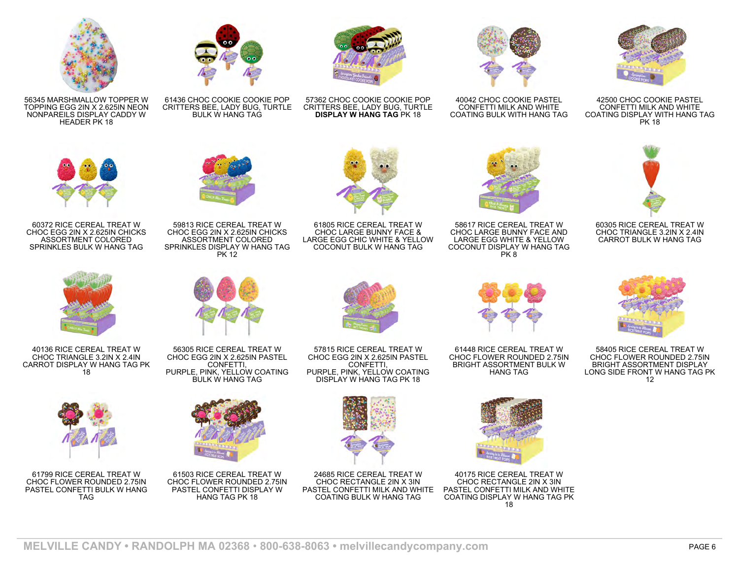56345 MARSHMALLOW TOPPER W TOPPING EGG 2IN X 2.625IN NEON NONPAREILS DISPLAY CADDY W HEADER PK 18

61436 CHOC COOKIE COOKIE POP CRITTERS BEE, LADY BUG, TURTLE BULK W HANG TAG

57362 CHOC COOKIE COOKIE POP CRITTERS BEE, LADY BUG, TURTLE **DISPLAY W HANG TAG** PK 18

40042 CHOC COOKIE PASTEL CONFETTI MILK AND WHITE COATING BULK WITH HANG TAG

42500 CHOC COOKIE PASTEL CONFETTI MILK AND WHITE COATING DISPLAY WITH HANG TAG PK 18

60372 RICE CEREAL TREAT W CHOC EGG 2IN X 2.625IN CHICKS ASSORTMENT COLORED SPRINKLES BULK W HANG TAG

59813 RICE CEREAL TREAT W CHOC EGG 2IN X 2.625IN CHICKS ASSORTMENT COLORED SPRINKLES DISPLAY W HANG TAG PK 12

61805 RICE CEREAL TREAT W CHOC LARGE BUNNY FACE & LARGE EGG CHIC WHITE & YELLOW COCONUT BULK W HANG TAG

58617 RICE CEREAL TREAT W CHOC LARGE BUNNY FACE AND LARGE EGG WHITE & YELLOW COCONUT DISPLAY W HANG TAG PK 8

60305 RICE CEREAL TREAT W CHOC TRIANGLE 3.2IN X 2.4IN CARROT BULK W HANG TAG

40136 RICE CEREAL TREAT W CHOC TRIANGLE 3.2IN X 2.4IN CARROT DISPLAY W HANG TAG PK 18

56305 RICE CEREAL TREAT W CHOC EGG 2IN X 2.625IN PASTEL CONFETTI, PURPLE, PINK, YELLOW COATING BULK W HANG TAG

57815 RICE CEREAL TREAT W CHOC EGG 2IN X 2.625IN PASTEL CONFETTI, PURPLE, PINK, YELLOW COATING DISPLAY W HANG TAG PK 18

61448 RICE CEREAL TREAT W CHOC FLOWER ROUNDED 2.75IN BRIGHT ASSORTMENT BULK W HANG TAG

58405 RICE CEREAL TREAT W CHOC FLOWER ROUNDED 2.75IN BRIGHT ASSORTMENT DISPLAY LONG SIDE FRONT W HANG TAG PK 12

61799 RICE CEREAL TREAT W CHOC FLOWER ROUNDED 2.75IN PASTEL CONFETTI BULK W HANG TAG

61503 RICE CEREAL TREAT W CHOC FLOWER ROUNDED 2.75IN PASTEL CONFETTI DISPLAY W HANG TAG PK 18

24685 RICE CEREAL TREAT W CHOC RECTANGLE 2IN X 3IN PASTEL CONFETTI MILK AND WHITE COATING BULK W HANG TAG

40175 RICE CEREAL TREAT W CHOC RECTANGLE 2IN X 3IN PASTEL CONFETTI MILK AND WHITE COATING DISPLAY W HANG TAG PK 18

MELVILLE CANDY • RANDOLPH MA 02368 • 800-638-8063 • melvillecandycompany.com